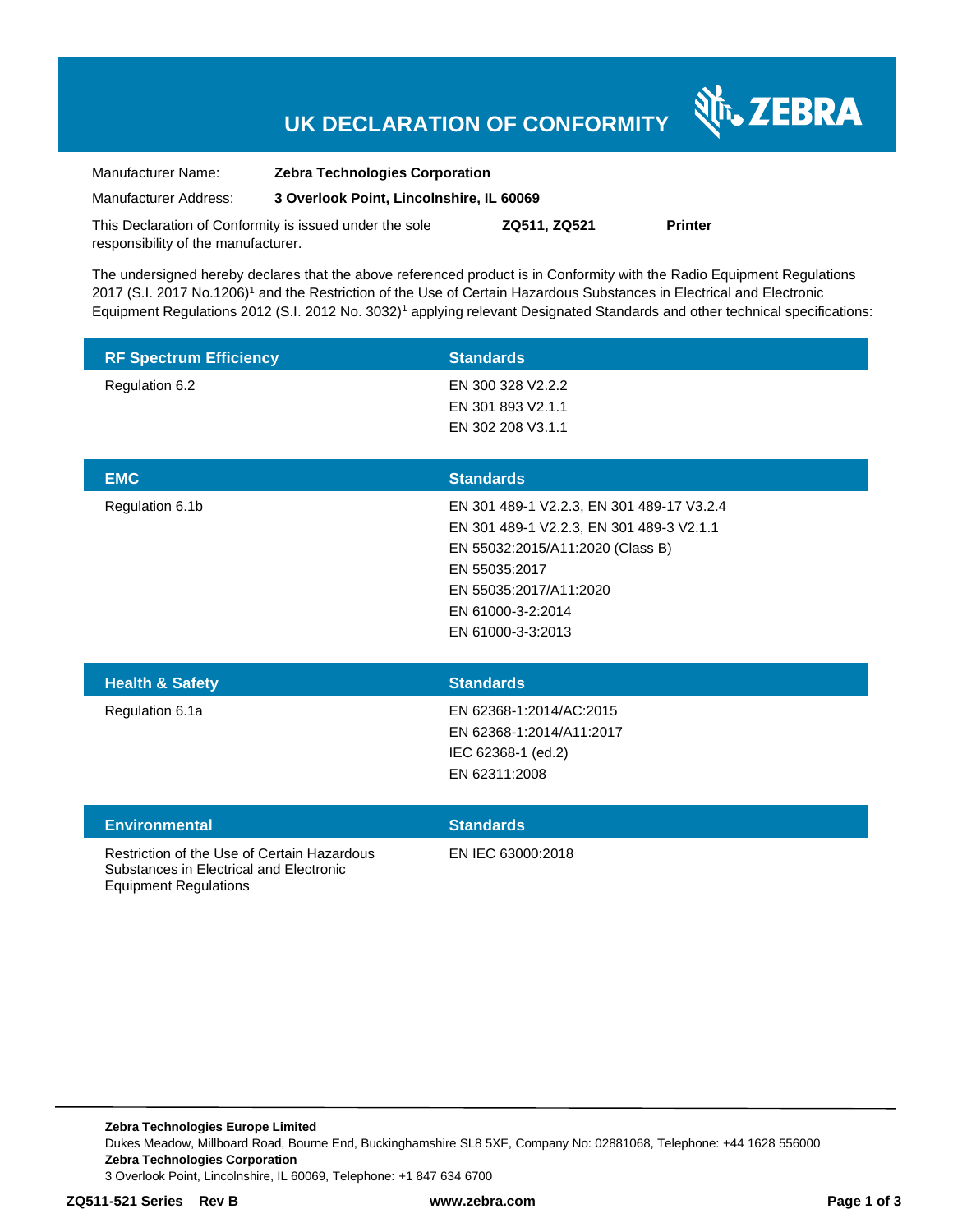# UK DECLARATION OF CONFORMITY

ZEBRA

Manufacturer Name: **Zebra Technologies Corporation**

Manufacturer Address: **3 Overlook Point, Lincolnshire, IL 60069**

This Declaration of Conformity is issued under the sole responsibility of the manufacturer. **ZQ511, ZQ521** **Printer**

The undersigned hereby declares that the above referenced product is in Conformity with the Radio Equipment Regulations 2017 (S.I. 2017 No.1206)[1] and the Restriction of the Use of Certain Hazardous Substances in Electrical and Electronic Equipment Regulations 2012 (S.I. 2012 No. 3032)[1] applying relevant Designated Standards and other technical specifications:

| RF Spectrum Efficiency | Standards |
|---|---|
| Regulation 6.2 | EN 300 328 V2.2.2<br>EN 301 893 V2.1.1<br>EN 302 208 V3.1.1 |

| EMC | Standards |
|---|---|
| Regulation 6.1b | EN 301 489-1 V2.2.3, EN 301 489-17 V3.2.4<br>EN 301 489-1 V2.2.3, EN 301 489-3 V2.1.1<br>EN 55032:2015/A11:2020 (Class B)<br>EN 55035:2017<br>EN 55035:2017/A11:2020<br>EN 61000-3-2:2014<br>EN 61000-3-3:2013 |

| Health & Safety | Standards |
|---|---|
| Regulation 6.1a | EN 62368-1:2014/AC:2015<br>EN 62368-1:2014/A11:2017<br>IEC 62368-1 (ed.2)<br>EN 62311:2008 |

| Environmental | Standards |
|---|---|
| Restriction of the Use of Certain Hazardous Substances in Electrical and Electronic Equipment Regulations | EN IEC 63000:2018 |

**Zebra Technologies Europe Limited**
Dukes Meadow, Millboard Road, Bourne End, Buckinghamshire SL8 5XF, Company No: 02881068, Telephone: +44 1628 556000
**Zebra Technologies Corporation**
3 Overlook Point, Lincolnshire, IL 60069, Telephone: +1 847 634 6700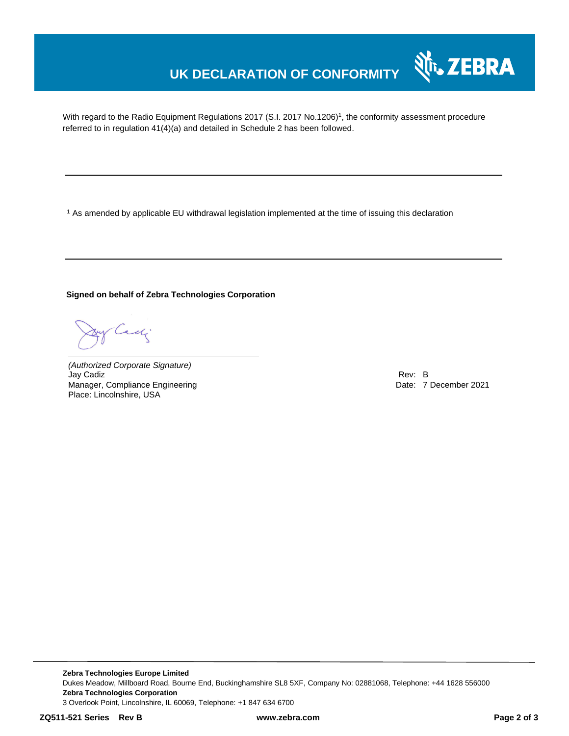# UK DECLARATION OF CONFORMITY

With regard to the Radio Equipment Regulations 2017 (S.I. 2017 No.1206)[1], the conformity assessment procedure referred to in regulation 41(4)(a) and detailed in Schedule 2 has been followed.

---

[1] As amended by applicable EU withdrawal legislation implemented at the time of issuing this declaration

---

**Signed on behalf of Zebra Technologies Corporation**

*(Authorized Corporate Signature)*
Jay Cadiz
Manager, Compliance Engineering
Place: Lincolnshire, USA

Rev: B
Date: 7 December 2021

**Zebra Technologies Europe Limited**
Dukes Meadow, Millboard Road, Bourne End, Buckinghamshire SL8 5XF, Company No: 02881068, Telephone: +44 1628 556000
**Zebra Technologies Corporation**
3 Overlook Point, Lincolnshire, IL 60069, Telephone: +1 847 634 6700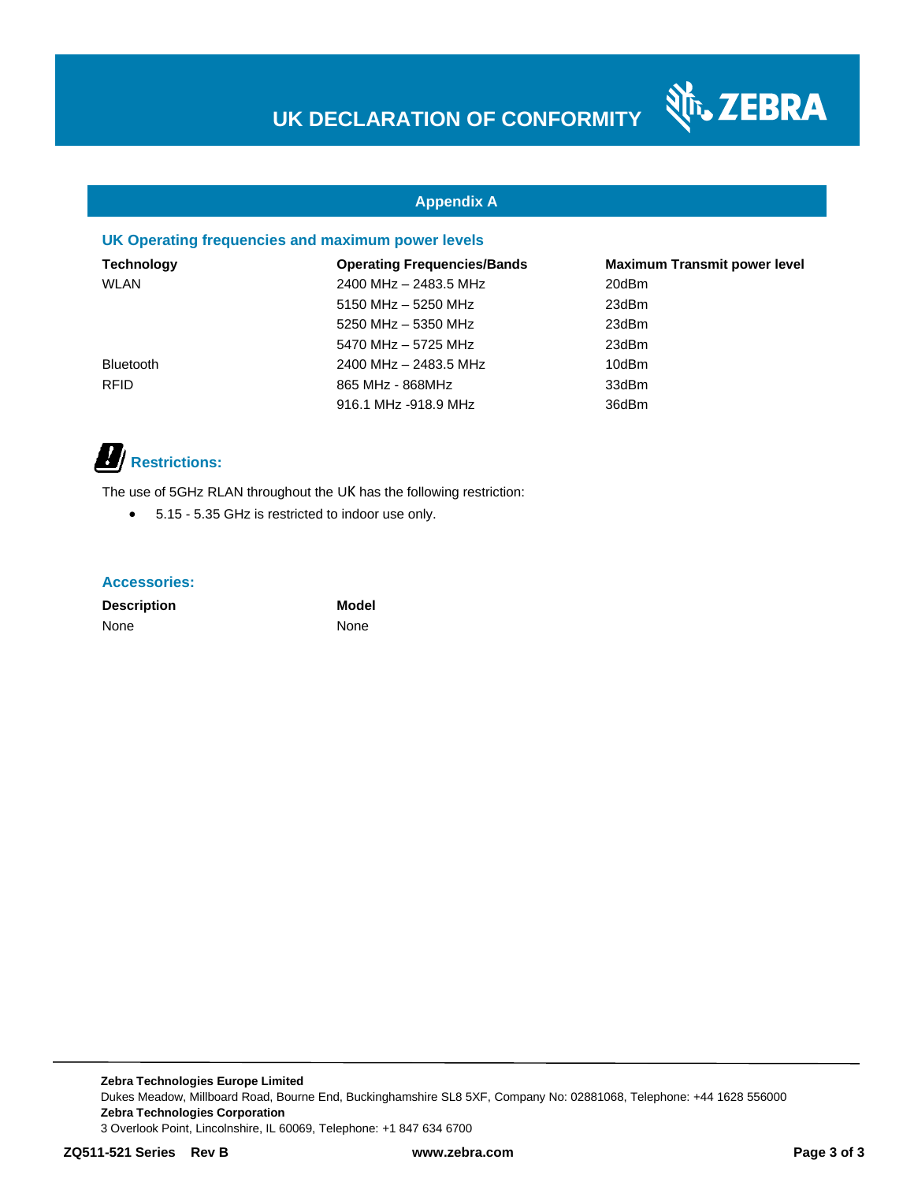## Appendix A

### UK Operating frequencies and maximum power levels

| Technology | Operating Frequencies/Bands | Maximum Transmit power level |
|---|---|---|
| WLAN | 2400 MHz – 2483.5 MHz | 20dBm |
| | 5150 MHz – 5250 MHz | 23dBm |
| | 5250 MHz – 5350 MHz | 23dBm |
| | 5470 MHz – 5725 MHz | 23dBm |
| Bluetooth | 2400 MHz – 2483.5 MHz | 10dBm |
| RFID | 865 MHz - 868MHz | 33dBm |
| | 916.1 MHz -918.9 MHz | 36dBm |

### Restrictions:

The use of 5GHz RLAN throughout the UK has the following restriction:

- 5.15 - 5.35 GHz is restricted to indoor use only.

### Accessories:

| Description | Model |
|---|---|
| None | None |

**Zebra Technologies Europe Limited**
Dukes Meadow, Millboard Road, Bourne End, Buckinghamshire SL8 5XF, Company No: 02881068, Telephone: +44 1628 556000
**Zebra Technologies Corporation**
3 Overlook Point, Lincolnshire, IL 60069, Telephone: +1 847 634 6700